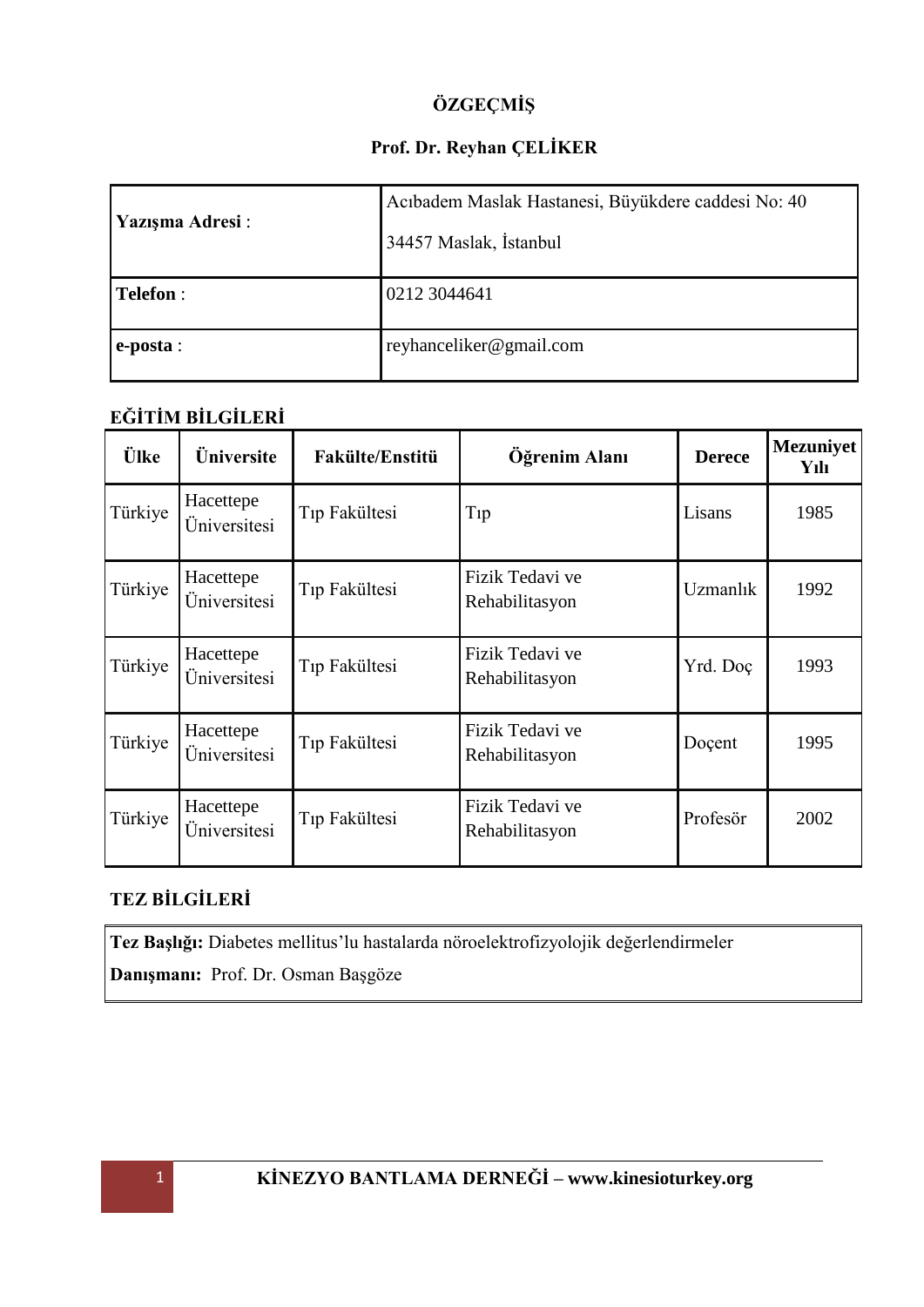# ÖZGEÇMİŞ

## Prof. Dr. Reyhan ÇELİKER

| | |
|---|---|
| **Yazışma Adresi** : | Acıbadem Maslak Hastanesi, Büyükdere caddesi No: 40<br>34457 Maslak, İstanbul |
| **Telefon** : | 0212 3044641 |
| **e-posta** : | reyhanceliker@gmail.com |

### EĞİTİM BİLGİLERİ

| Ülke | Üniversite | Fakülte/Enstitü | Öğrenim Alanı | Derece | Mezuniyet Yılı |
|---|---|---|---|---|---|
| Türkiye | Hacettepe Üniversitesi | Tıp Fakültesi | Tıp | Lisans | 1985 |
| Türkiye | Hacettepe Üniversitesi | Tıp Fakültesi | Fizik Tedavi ve Rehabilitasyon | Uzmanlık | 1992 |
| Türkiye | Hacettepe Üniversitesi | Tıp Fakültesi | Fizik Tedavi ve Rehabilitasyon | Yrd. Doç | 1993 |
| Türkiye | Hacettepe Üniversitesi | Tıp Fakültesi | Fizik Tedavi ve Rehabilitasyon | Doçent | 1995 |
| Türkiye | Hacettepe Üniversitesi | Tıp Fakültesi | Fizik Tedavi ve Rehabilitasyon | Profesör | 2002 |

### TEZ BİLGİLERİ

**Tez Başlığı:** Diabetes mellitus'lu hastalarda nöroelektrofizyolojik değerlendirmeler

**Danışmanı:** Prof. Dr. Osman Başgöze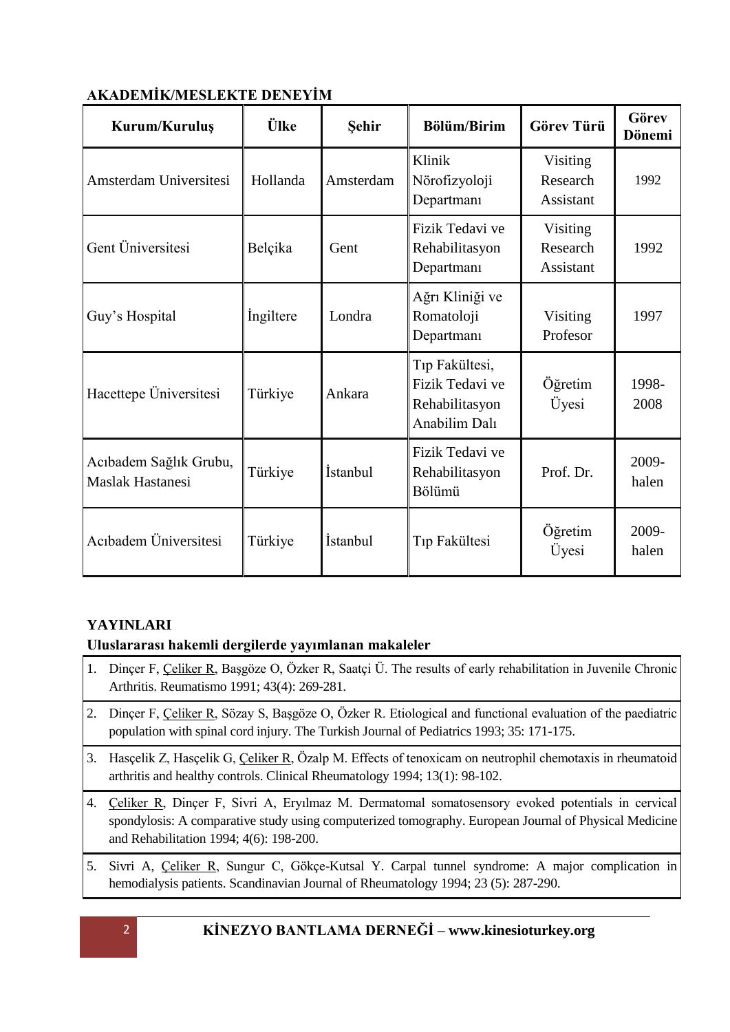**AKADEMİK/MESLEKTE DENEYİM**

| Kurum/Kuruluş | Ülke | Şehir | Bölüm/Birim | Görev Türü | Görev Dönemi |
|---|---|---|---|---|---|
| Amsterdam Universitesi | Hollanda | Amsterdam | Klinik Nörofizyoloji Departmanı | Visiting Research Assistant | 1992 |
| Gent Üniversitesi | Belçika | Gent | Fizik Tedavi ve Rehabilitasyon Departmanı | Visiting Research Assistant | 1992 |
| Guy's Hospital | İngiltere | Londra | Ağrı Kliniği ve Romatoloji Departmanı | Visiting Profesor | 1997 |
| Hacettepe Üniversitesi | Türkiye | Ankara | Tıp Fakültesi, Fizik Tedavi ve Rehabilitasyon Anabilim Dalı | Öğretim Üyesi | 1998-2008 |
| Acıbadem Sağlık Grubu, Maslak Hastanesi | Türkiye | İstanbul | Fizik Tedavi ve Rehabilitasyon Bölümü | Prof. Dr. | 2009-halen |
| Acıbadem Üniversitesi | Türkiye | İstanbul | Tıp Fakültesi | Öğretim Üyesi | 2009-halen |

**YAYINLARI**

**Uluslararası hakemli dergilerde yayımlanan makaleler**

1. Dinçer F, Çeliker R, Başgöze O, Özker R, Saatçi Ü. The results of early rehabilitation in Juvenile Chronic Arthritis. Reumatismo 1991; 43(4): 269-281.
2. Dinçer F, Çeliker R, Sözay S, Başgöze O, Özker R. Etiological and functional evaluation of the paediatric population with spinal cord injury. The Turkish Journal of Pediatrics 1993; 35: 171-175.
3. Hasçelik Z, Hasçelik G, Çeliker R, Özalp M. Effects of tenoxicam on neutrophil chemotaxis in rheumatoid arthritis and healthy controls. Clinical Rheumatology 1994; 13(1): 98-102.
4. Çeliker R, Dinçer F, Sivri A, Eryılmaz M. Dermatomal somatosensory evoked potentials in cervical spondylosis: A comparative study using computerized tomography. European Journal of Physical Medicine and Rehabilitation 1994; 4(6): 198-200.
5. Sivri A, Çeliker R, Sungur C, Gökçe-Kutsal Y. Carpal tunnel syndrome: A major complication in hemodialysis patients. Scandinavian Journal of Rheumatology 1994; 23 (5): 287-290.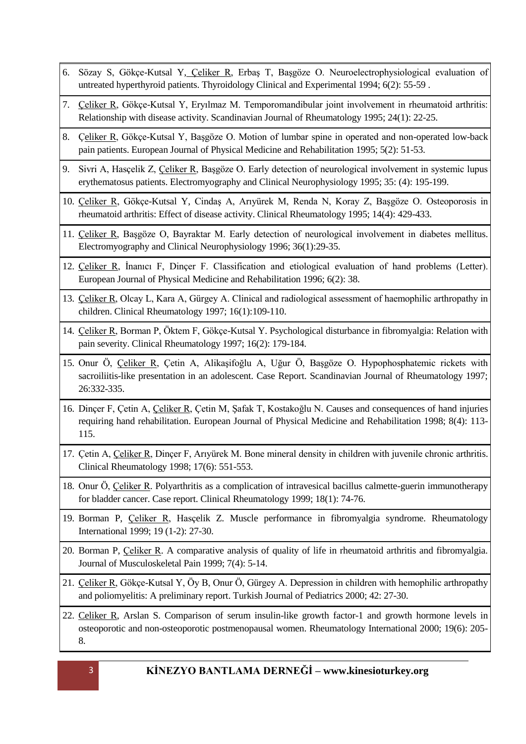6. Sözay S, Gökçe-Kutsal Y, Çeliker R, Erbaş T, Başgöze O. Neuroelectrophysiological evaluation of untreated hyperthyroid patients. Thyroidology Clinical and Experimental 1994; 6(2): 55-59 .
7. Çeliker R, Gökçe-Kutsal Y, Eryılmaz M. Temporomandibular joint involvement in rheumatoid arthritis: Relationship with disease activity. Scandinavian Journal of Rheumatology 1995; 24(1): 22-25.
8. Çeliker R, Gökçe-Kutsal Y, Başgöze O. Motion of lumbar spine in operated and non-operated low-back pain patients. European Journal of Physical Medicine and Rehabilitation 1995; 5(2): 51-53.
9. Sivri A, Hasçelik Z, Çeliker R, Başgöze O. Early detection of neurological involvement in systemic lupus erythematosus patients. Electromyography and Clinical Neurophysiology 1995; 35: (4): 195-199.
10. Çeliker R, Gökçe-Kutsal Y, Cindaş A, Arıyürek M, Renda N, Koray Z, Başgöze O. Osteoporosis in rheumatoid arthritis: Effect of disease activity. Clinical Rheumatology 1995; 14(4): 429-433.
11. Çeliker R, Başgöze O, Bayraktar M. Early detection of neurological involvement in diabetes mellitus. Electromyography and Clinical Neurophysiology 1996; 36(1):29-35.
12. Çeliker R, İnanıcı F, Dinçer F. Classification and etiological evaluation of hand problems (Letter). European Journal of Physical Medicine and Rehabilitation 1996; 6(2): 38.
13. Çeliker R, Olcay L, Kara A, Gürgey A. Clinical and radiological assessment of haemophilic arthropathy in children. Clinical Rheumatology 1997; 16(1):109-110.
14. Çeliker R, Borman P, Öktem F, Gökçe-Kutsal Y. Psychological disturbance in fibromyalgia: Relation with pain severity. Clinical Rheumatology 1997; 16(2): 179-184.
15. Onur Ö, Çeliker R, Çetin A, Alikaşifoğlu A, Uğur Ö, Başgöze O. Hypophosphatemic rickets with sacroiliitis-like presentation in an adolescent. Case Report. Scandinavian Journal of Rheumatology 1997; 26:332-335.
16. Dinçer F, Çetin A, Çeliker R, Çetin M, Şafak T, Kostakoğlu N. Causes and consequences of hand injuries requiring hand rehabilitation. European Journal of Physical Medicine and Rehabilitation 1998; 8(4): 113-115.
17. Çetin A, Çeliker R, Dinçer F, Arıyürek M. Bone mineral density in children with juvenile chronic arthritis. Clinical Rheumatology 1998; 17(6): 551-553.
18. Onur Ö, Çeliker R. Polyarthritis as a complication of intravesical bacillus calmette-guerin immunotherapy for bladder cancer. Case report. Clinical Rheumatology 1999; 18(1): 74-76.
19. Borman P, Çeliker R, Hasçelik Z. Muscle performance in fibromyalgia syndrome. Rheumatology International 1999; 19 (1-2): 27-30.
20. Borman P, Çeliker R. A comparative analysis of quality of life in rheumatoid arthritis and fibromyalgia. Journal of Musculoskeletal Pain 1999; 7(4): 5-14.
21. Çeliker R, Gökçe-Kutsal Y, Öy B, Onur Ö, Gürgey A. Depression in children with hemophilic arthropathy and poliomyelitis: A preliminary report. Turkish Journal of Pediatrics 2000; 42: 27-30.
22. Celiker R, Arslan S. Comparison of serum insulin-like growth factor-1 and growth hormone levels in osteoporotic and non-osteoporotic postmenopausal women. Rheumatology International 2000; 19(6): 205-8.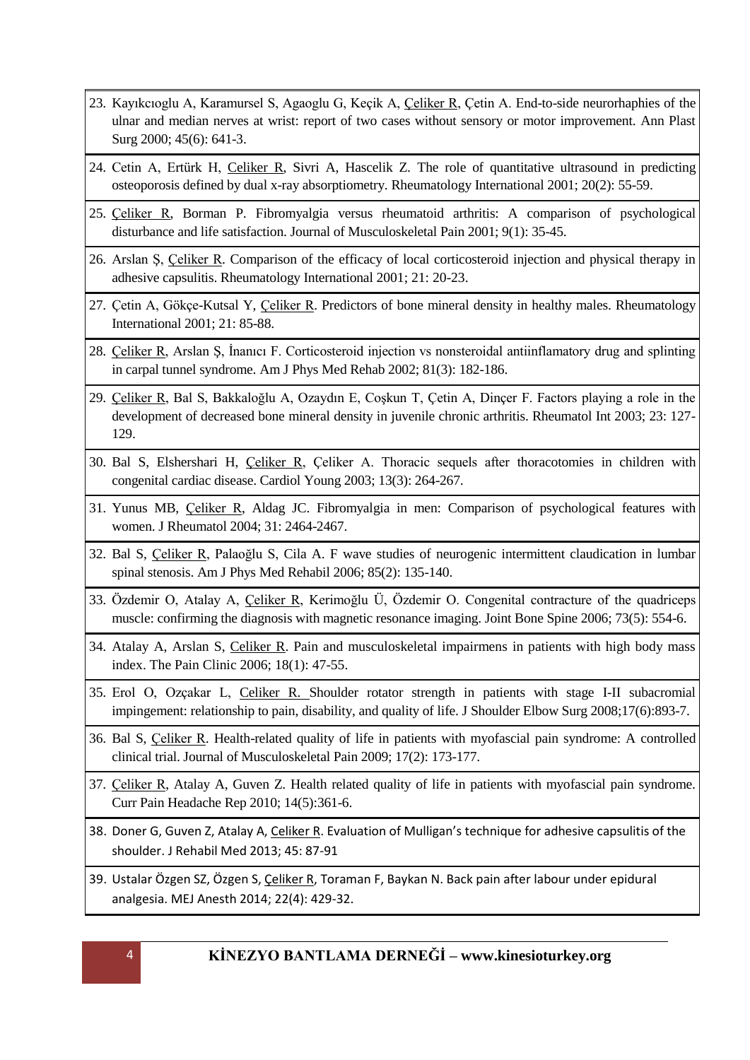23. Kayıkcıoglu A, Karamursel S, Agaoglu G, Keçik A, Çeliker R, Çetin A. End-to-side neurorhaphies of the ulnar and median nerves at wrist: report of two cases without sensory or motor improvement. Ann Plast Surg 2000; 45(6): 641-3.
24. Cetin A, Ertürk H, Celiker R, Sivri A, Hascelik Z. The role of quantitative ultrasound in predicting osteoporosis defined by dual x-ray absorptiometry. Rheumatology International 2001; 20(2): 55-59.
25. Çeliker R, Borman P. Fibromyalgia versus rheumatoid arthritis: A comparison of psychological disturbance and life satisfaction. Journal of Musculoskeletal Pain 2001; 9(1): 35-45.
26. Arslan Ş, Çeliker R. Comparison of the efficacy of local corticosteroid injection and physical therapy in adhesive capsulitis. Rheumatology International 2001; 21: 20-23.
27. Çetin A, Gökçe-Kutsal Y, Çeliker R. Predictors of bone mineral density in healthy males. Rheumatology International 2001; 21: 85-88.
28. Çeliker R, Arslan Ş, İnanıcı F. Corticosteroid injection vs nonsteroidal antiinflamatory drug and splinting in carpal tunnel syndrome. Am J Phys Med Rehab 2002; 81(3): 182-186.
29. Çeliker R, Bal S, Bakkaloğlu A, Ozaydın E, Coşkun T, Çetin A, Dinçer F. Factors playing a role in the development of decreased bone mineral density in juvenile chronic arthritis. Rheumatol Int 2003; 23: 127-129.
30. Bal S, Elshershari H, Çeliker R, Çeliker A. Thoracic sequels after thoracotomies in children with congenital cardiac disease. Cardiol Young 2003; 13(3): 264-267.
31. Yunus MB, Çeliker R, Aldag JC. Fibromyalgia in men: Comparison of psychological features with women. J Rheumatol 2004; 31: 2464-2467.
32. Bal S, Çeliker R, Palaoğlu S, Cila A. F wave studies of neurogenic intermittent claudication in lumbar spinal stenosis. Am J Phys Med Rehabil 2006; 85(2): 135-140.
33. Özdemir O, Atalay A, Çeliker R, Kerimoğlu Ü, Özdemir O. Congenital contracture of the quadriceps muscle: confirming the diagnosis with magnetic resonance imaging. Joint Bone Spine 2006; 73(5): 554-6.
34. Atalay A, Arslan S, Celiker R. Pain and musculoskeletal impairmens in patients with high body mass index. The Pain Clinic 2006; 18(1): 47-55.
35. Erol O, Ozçakar L, Celiker R. Shoulder rotator strength in patients with stage I-II subacromial impingement: relationship to pain, disability, and quality of life. J Shoulder Elbow Surg 2008;17(6):893-7.
36. Bal S, Çeliker R. Health-related quality of life in patients with myofascial pain syndrome: A controlled clinical trial. Journal of Musculoskeletal Pain 2009; 17(2): 173-177.
37. Çeliker R, Atalay A, Guven Z. Health related quality of life in patients with myofascial pain syndrome. Curr Pain Headache Rep 2010; 14(5):361-6.
38. Doner G, Guven Z, Atalay A, Celiker R. Evaluation of Mulligan's technique for adhesive capsulitis of the shoulder. J Rehabil Med 2013; 45: 87-91
39. Ustalar Özgen SZ, Özgen S, Çeliker R, Toraman F, Baykan N. Back pain after labour under epidural analgesia. MEJ Anesth 2014; 22(4): 429-32.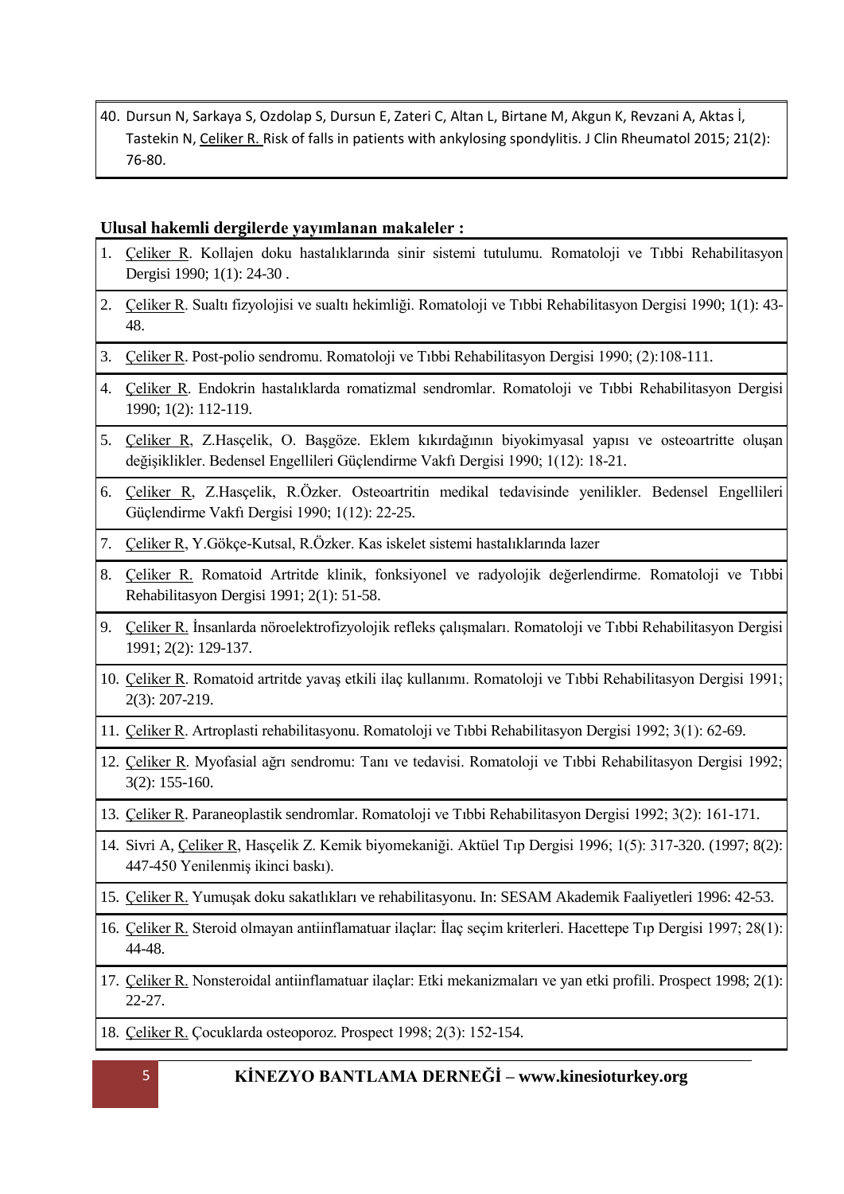40. Dursun N, Sarkaya S, Ozdolap S, Dursun E, Zateri C, Altan L, Birtane M, Akgun K, Revzani A, Aktas İ, Tastekin N, Celiker R. Risk of falls in patients with ankylosing spondylitis. J Clin Rheumatol 2015; 21(2): 76-80.

**Ulusal hakemli dergilerde yayımlanan makaleler :**

1. Çeliker R. Kollajen doku hastalıklarında sinir sistemi tutulumu. Romatoloji ve Tıbbi Rehabilitasyon Dergisi 1990; 1(1): 24-30 .
2. Çeliker R. Sualtı fizyolojisi ve sualtı hekimliği. Romatoloji ve Tıbbi Rehabilitasyon Dergisi 1990; 1(1): 43-48.
3. Çeliker R. Post-polio sendromu. Romatoloji ve Tıbbi Rehabilitasyon Dergisi 1990; (2):108-111.
4. Çeliker R. Endokrin hastalıklarda romatizmal sendromlar. Romatoloji ve Tıbbi Rehabilitasyon Dergisi 1990; 1(2): 112-119.
5. Çeliker R, Z.Hasçelik, O. Başgöze. Eklem kıkırdağının biyokimyasal yapısı ve osteoartritte oluşan değişiklikler. Bedensel Engellileri Güçlendirme Vakfı Dergisi 1990; 1(12): 18-21.
6. Çeliker R, Z.Hasçelik, R.Özker. Osteoartritin medikal tedavisinde yenilikler. Bedensel Engellileri Güçlendirme Vakfı Dergisi 1990; 1(12): 22-25.
7. Çeliker R, Y.Gökçe-Kutsal, R.Özker. Kas iskelet sistemi hastalıklarında lazer
8. Çeliker R. Romatoid Artritde klinik, fonksiyonel ve radyolojik değerlendirme. Romatoloji ve Tıbbi Rehabilitasyon Dergisi 1991; 2(1): 51-58.
9. Çeliker R. İnsanlarda nöroelektrofizyolojik refleks çalışmaları. Romatoloji ve Tıbbi Rehabilitasyon Dergisi 1991; 2(2): 129-137.
10. Çeliker R. Romatoid artritde yavaş etkili ilaç kullanımı. Romatoloji ve Tıbbi Rehabilitasyon Dergisi 1991; 2(3): 207-219.
11. Çeliker R. Artroplasti rehabilitasyonu. Romatoloji ve Tıbbi Rehabilitasyon Dergisi 1992; 3(1): 62-69.
12. Çeliker R. Myofasial ağrı sendromu: Tanı ve tedavisi. Romatoloji ve Tıbbi Rehabilitasyon Dergisi 1992; 3(2): 155-160.
13. Çeliker R. Paraneoplastik sendromlar. Romatoloji ve Tıbbi Rehabilitasyon Dergisi 1992; 3(2): 161-171.
14. Sivri A, Çeliker R, Hasçelik Z. Kemik biyomekaniği. Aktüel Tıp Dergisi 1996; 1(5): 317-320. (1997; 8(2): 447-450 Yenilenmiş ikinci baskı).
15. Çeliker R. Yumuşak doku sakatlıkları ve rehabilitasyonu. In: SESAM Akademik Faaliyetleri 1996: 42-53.
16. Çeliker R. Steroid olmayan antiinflamatuar ilaçlar: İlaç seçim kriterleri. Hacettepe Tıp Dergisi 1997; 28(1): 44-48.
17. Çeliker R. Nonsteroidal antiinflamatuar ilaçlar: Etki mekanizmaları ve yan etki profili. Prospect 1998; 2(1): 22-27.
18. Çeliker R. Çocuklarda osteoporoz. Prospect 1998; 2(3): 152-154.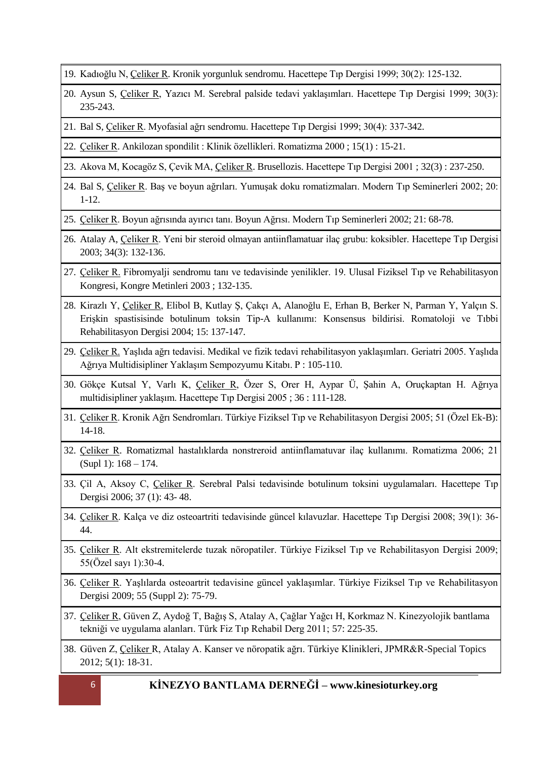19. Kadıoğlu N, Çeliker R. Kronik yorgunluk sendromu. Hacettepe Tıp Dergisi 1999; 30(2): 125-132.
20. Aysun S, Çeliker R, Yazıcı M. Serebral palside tedavi yaklaşımları. Hacettepe Tıp Dergisi 1999; 30(3): 235-243.
21. Bal S, Çeliker R. Myofasial ağrı sendromu. Hacettepe Tıp Dergisi 1999; 30(4): 337-342.
22. Çeliker R. Ankilozan spondilit : Klinik özellikleri. Romatizma 2000 ; 15(1) : 15-21.
23. Akova M, Kocagöz S, Çevik MA, Çeliker R. Brusellozis. Hacettepe Tıp Dergisi 2001 ; 32(3) : 237-250.
24. Bal S, Çeliker R. Baş ve boyun ağrıları. Yumuşak doku romatizmaları. Modern Tıp Seminerleri 2002; 20: 1-12.
25. Çeliker R. Boyun ağrısında ayırıcı tanı. Boyun Ağrısı. Modern Tıp Seminerleri 2002; 21: 68-78.
26. Atalay A, Çeliker R. Yeni bir steroid olmayan antiinflamatuar ilaç grubu: koksibler. Hacettepe Tıp Dergisi 2003; 34(3): 132-136.
27. Çeliker R. Fibromyalji sendromu tanı ve tedavisinde yenilikler. 19. Ulusal Fiziksel Tıp ve Rehabilitasyon Kongresi, Kongre Metinleri 2003 ; 132-135.
28. Kirazlı Y, Çeliker R, Elibol B, Kutlay Ş, Çakçı A, Alanoğlu E, Erhan B, Berker N, Parman Y, Yalçın S. Erişkin spastisisinde botulinum toksin Tip-A kullanımı: Konsensus bildirisi. Romatoloji ve Tıbbi Rehabilitasyon Dergisi 2004; 15: 137-147.
29. Çeliker R. Yaşlıda ağrı tedavisi. Medikal ve fizik tedavi rehabilitasyon yaklaşımları. Geriatri 2005. Yaşlıda Ağrıya Multidisipliner Yaklaşım Sempozyumu Kitabı. P : 105-110.
30. Gökçe Kutsal Y, Varlı K, Çeliker R, Özer S, Orer H, Aypar Ü, Şahin A, Oruçkaptan H. Ağrıya multidisipliner yaklaşım. Hacettepe Tıp Dergisi 2005 ; 36 : 111-128.
31. Çeliker R. Kronik Ağrı Sendromları. Türkiye Fiziksel Tıp ve Rehabilitasyon Dergisi 2005; 51 (Özel Ek-B): 14-18.
32. Çeliker R. Romatizmal hastalıklarda nonstreroid antiinflamatuvar ilaç kullanımı. Romatizma 2006; 21 (Supl 1): 168 – 174.
33. Çil A, Aksoy C, Çeliker R. Serebral Palsi tedavisinde botulinum toksini uygulamaları. Hacettepe Tıp Dergisi 2006; 37 (1): 43- 48.
34. Çeliker R. Kalça ve diz osteoartriti tedavisinde güncel kılavuzlar. Hacettepe Tıp Dergisi 2008; 39(1): 36-44.
35. Çeliker R. Alt ekstremitelerde tuzak nöropatiler. Türkiye Fiziksel Tıp ve Rehabilitasyon Dergisi 2009; 55(Özel sayı 1):30-4.
36. Çeliker R. Yaşlılarda osteoartrit tedavisine güncel yaklaşımlar. Türkiye Fiziksel Tıp ve Rehabilitasyon Dergisi 2009; 55 (Suppl 2): 75-79.
37. Çeliker R, Güven Z, Aydoğ T, Bağış S, Atalay A, Çağlar Yağcı H, Korkmaz N. Kinezyolojik bantlama tekniği ve uygulama alanları. Türk Fiz Tıp Rehabil Derg 2011; 57: 225-35.
38. Güven Z, Çeliker R, Atalay A. Kanser ve nöropatik ağrı. Türkiye Klinikleri, JPMR&R-Special Topics 2012; 5(1): 18-31.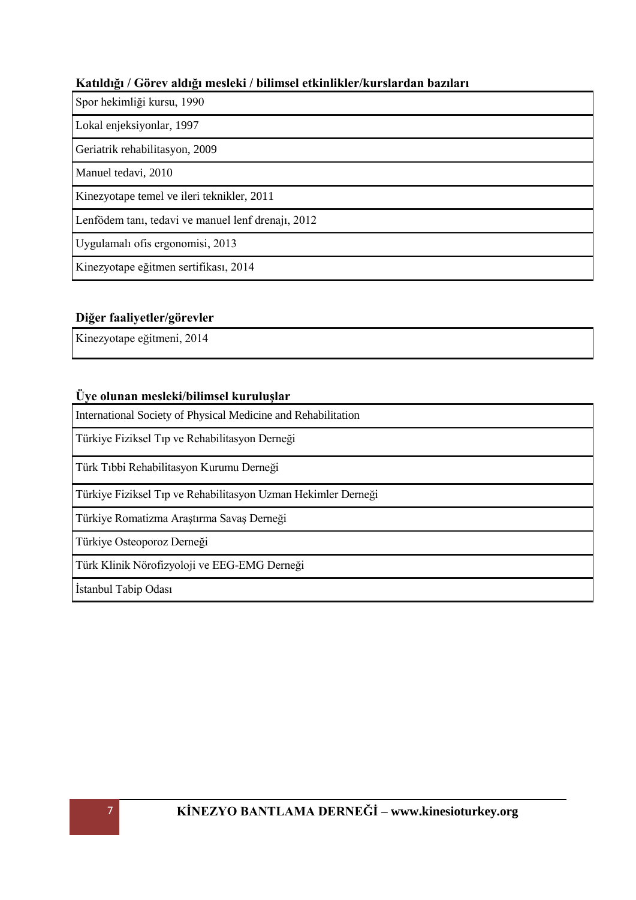**Katıldığı / Görev aldığı mesleki / bilimsel etkinlikler/kurslardan bazıları**

| |
|---|
| Spor hekimliği kursu, 1990 |
| Lokal enjeksiyonlar, 1997 |
| Geriatrik rehabilitasyon, 2009 |
| Manuel tedavi, 2010 |
| Kinezyotape temel ve ileri teknikler, 2011 |
| Lenfödem tanı, tedavi ve manuel lenf drenajı, 2012 |
| Uygulamalı ofis ergonomisi, 2013 |
| Kinezyotape eğitmen sertifikası, 2014 |

**Diğer faaliyetler/görevler**

| |
|---|
| Kinezyotape eğitmeni, 2014 |

**Üye olunan mesleki/bilimsel kuruluşlar**

| |
|---|
| International Society of Physical Medicine and Rehabilitation |
| Türkiye Fiziksel Tıp ve Rehabilitasyon Derneği |
| Türk Tıbbi Rehabilitasyon Kurumu Derneği |
| Türkiye Fiziksel Tıp ve Rehabilitasyon Uzman Hekimler Derneği |
| Türkiye Romatizma Araştırma Savaş Derneği |
| Türkiye Osteoporoz Derneği |
| Türk Klinik Nörofizyoloji ve EEG-EMG Derneği |
| İstanbul Tabip Odası |